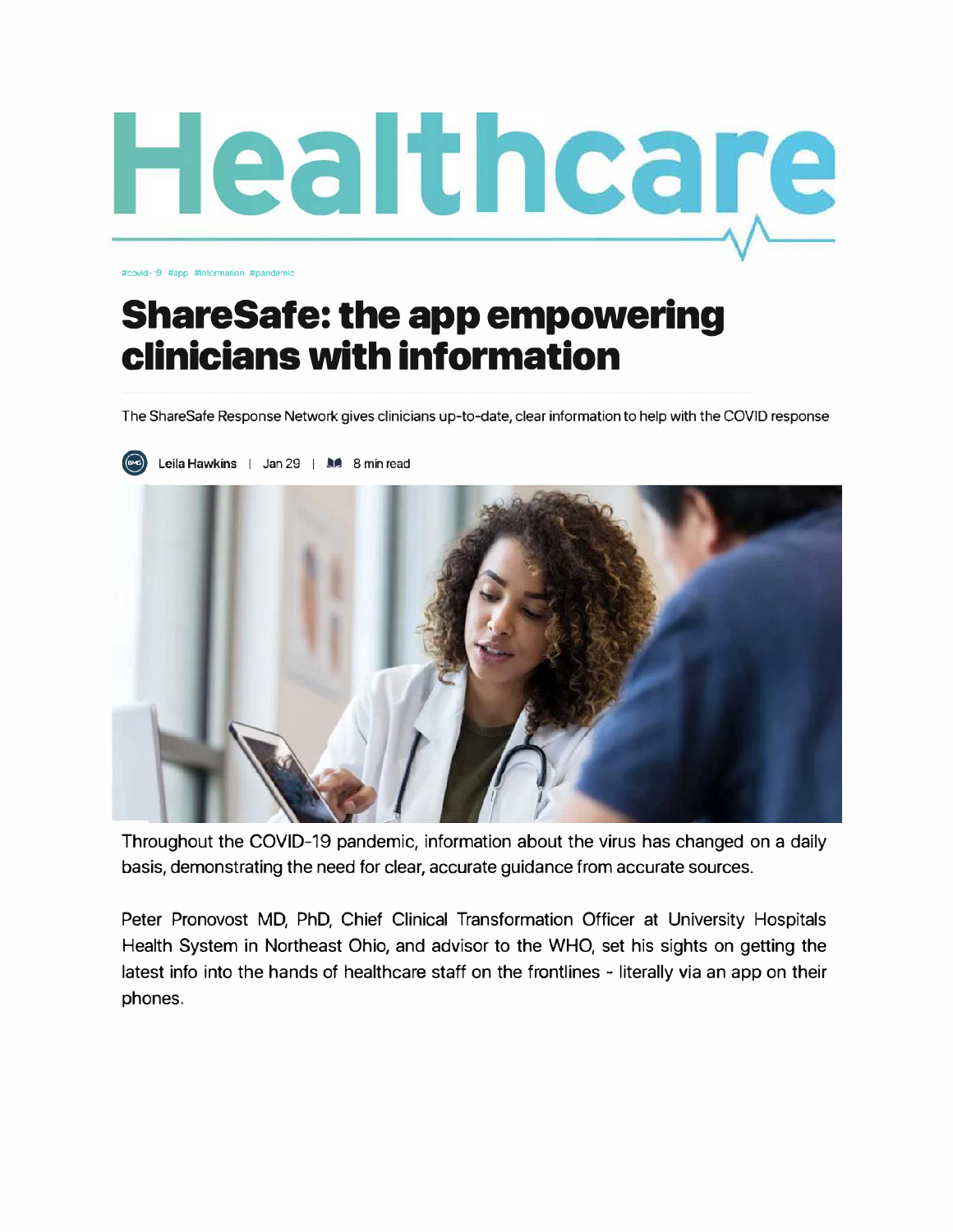# Healthcare

#covid-19 #app #information #pandemic

## ShareSafe: the app empowering clinicians with information

The ShareSafe Response Network gives clinicians up-to-date, clear information to help with the COVID response

Leila Hawkins | Jan 29 | 8 min read

Throughout the COVID-19 pandemic, information about the virus has changed on a daily basis, demonstrating the need for clear, accurate guidance from accurate sources.

Peter Pronovost MD, PhD, Chief Clinical Transformation Officer at University Hospitals Health System in Northeast Ohio, and advisor to the WHO, set his sights on getting the latest info into the hands of healthcare staff on the frontlines - literally via an app on their phones.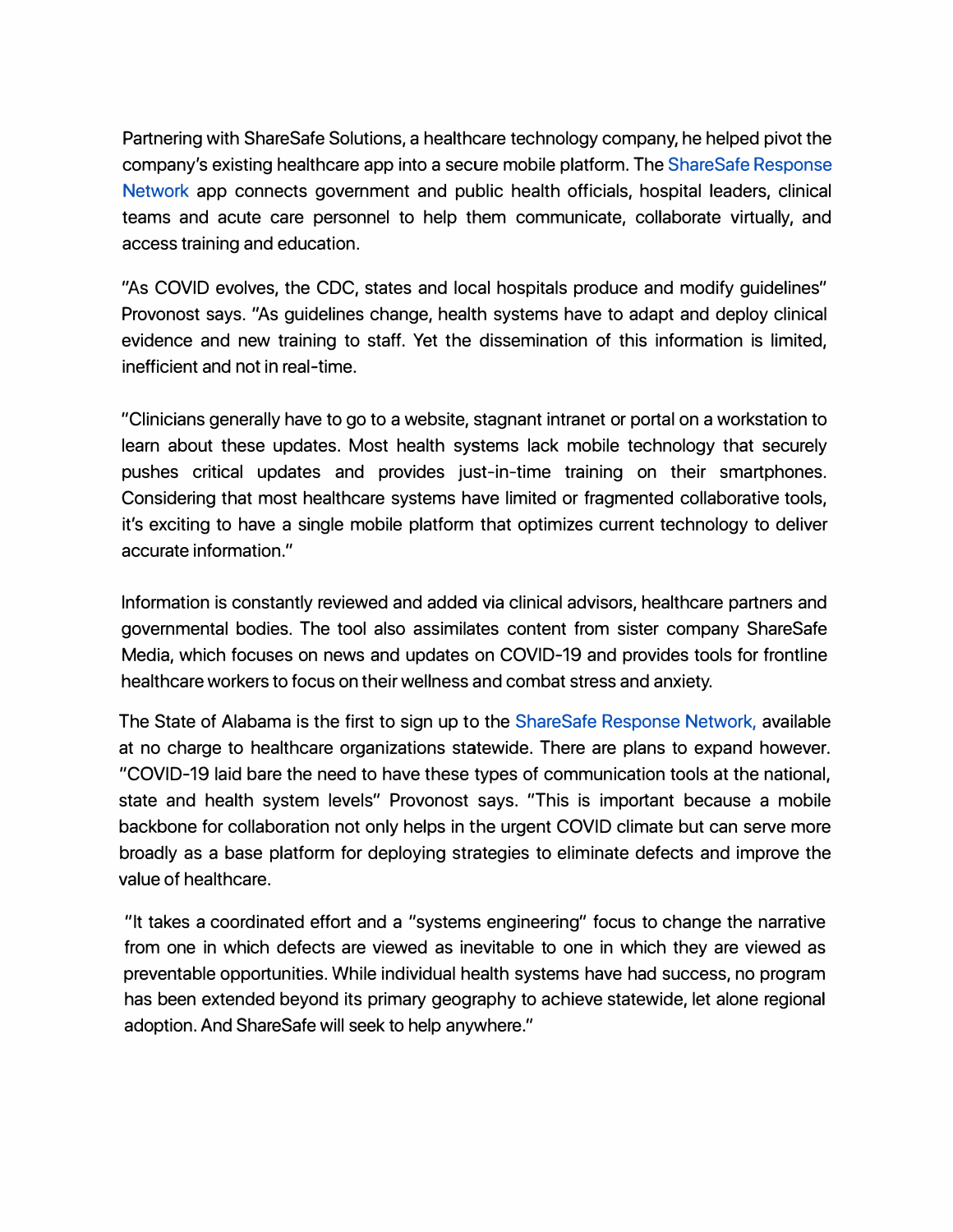Partnering with ShareSafe Solutions, a healthcare technology company, he helped pivot the company's existing healthcare app into a secure mobile platform. The ShareSafe Response Network app connects government and public health officials, hospital leaders, clinical teams and acute care personnel to help them communicate, collaborate virtually, and access training and education.

"As COVID evolves, the CDC, states and local hospitals produce and modify guidelines" Provonost says. "As guidelines change, health systems have to adapt and deploy clinical evidence and new training to staff. Yet the dissemination of this information is limited, inefficient and not in real-time.

"Clinicians generally have to go to a website, stagnant intranet or portal on a workstation to learn about these updates. Most health systems lack mobile technology that securely pushes critical updates and provides just-in-time training on their smartphones. Considering that most healthcare systems have limited or fragmented collaborative tools, it's exciting to have a single mobile platform that optimizes current technology to deliver accurate information."

Information is constantly reviewed and added via clinical advisors, healthcare partners and governmental bodies. The tool also assimilates content from sister company ShareSafe Media, which focuses on news and updates on COVID-19 and provides tools for frontline healthcare workers to focus on their wellness and combat stress and anxiety.

The State of Alabama is the first to sign up to the ShareSafe Response Network, available at no charge to healthcare organizations statewide. There are plans to expand however. "COVID-19 laid bare the need to have these types of communication tools at the national, state and health system levels" Provonost says. "This is important because a mobile backbone for collaboration not only helps in the urgent COVID climate but can serve more broadly as a base platform for deploying strategies to eliminate defects and improve the value of healthcare.

"It takes a coordinated effort and a "systems engineering" focus to change the narrative from one in which defects are viewed as inevitable to one in which they are viewed as preventable opportunities. While individual health systems have had success, no program has been extended beyond its primary geography to achieve statewide, let alone regional adoption. And ShareSafe will seek to help anywhere."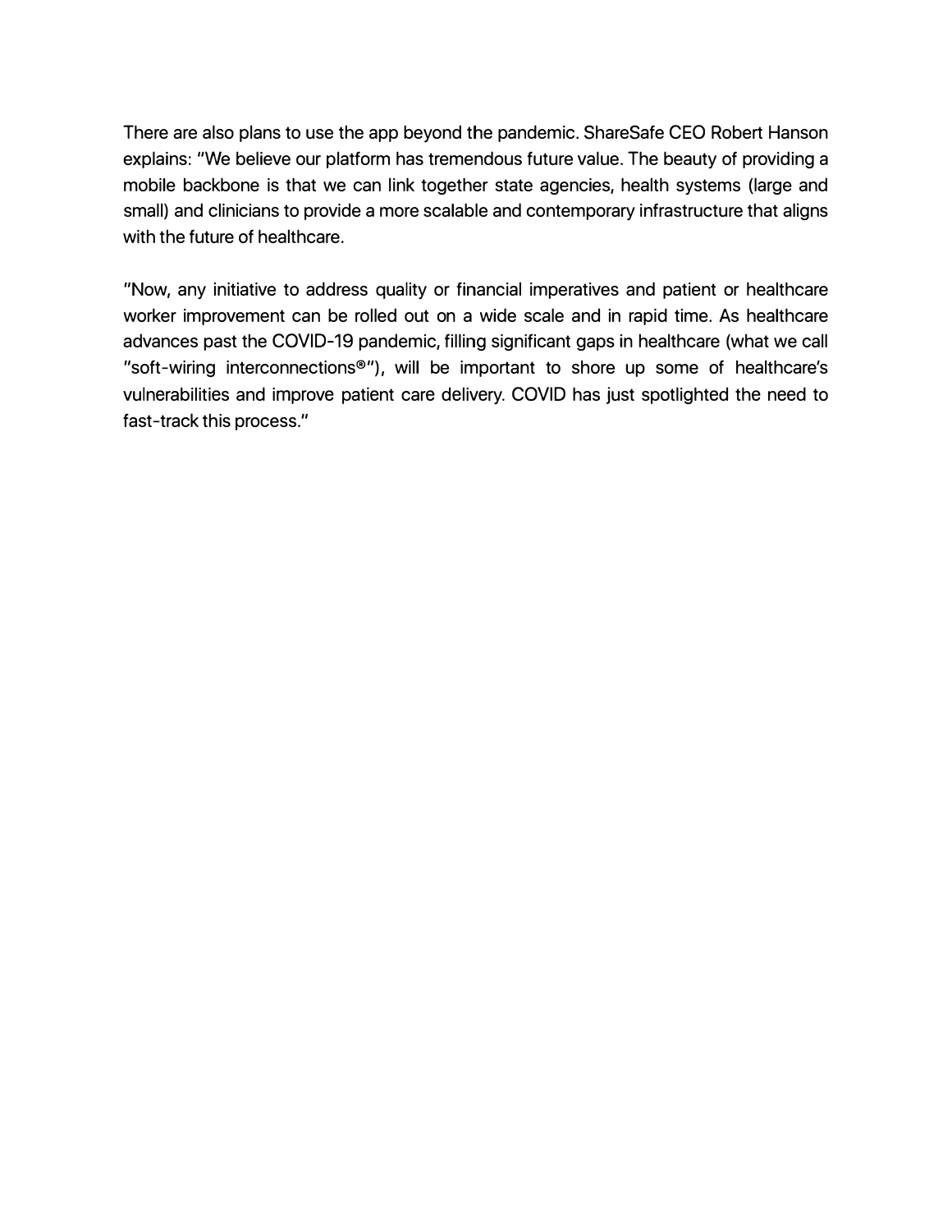There are also plans to use the app beyond the pandemic. ShareSafe CEO Robert Hanson explains: "We believe our platform has tremendous future value. The beauty of providing a mobile backbone is that we can link together state agencies, health systems (large and small) and clinicians to provide a more scalable and contemporary infrastructure that aligns with the future of healthcare.

"Now, any initiative to address quality or financial imperatives and patient or healthcare worker improvement can be rolled out on a wide scale and in rapid time. As healthcare advances past the COVID-19 pandemic, filling significant gaps in healthcare (what we call "soft-wiring interconnections®"), will be important to shore up some of healthcare's vulnerabilities and improve patient care delivery. COVID has just spotlighted the need to fast-track this process."